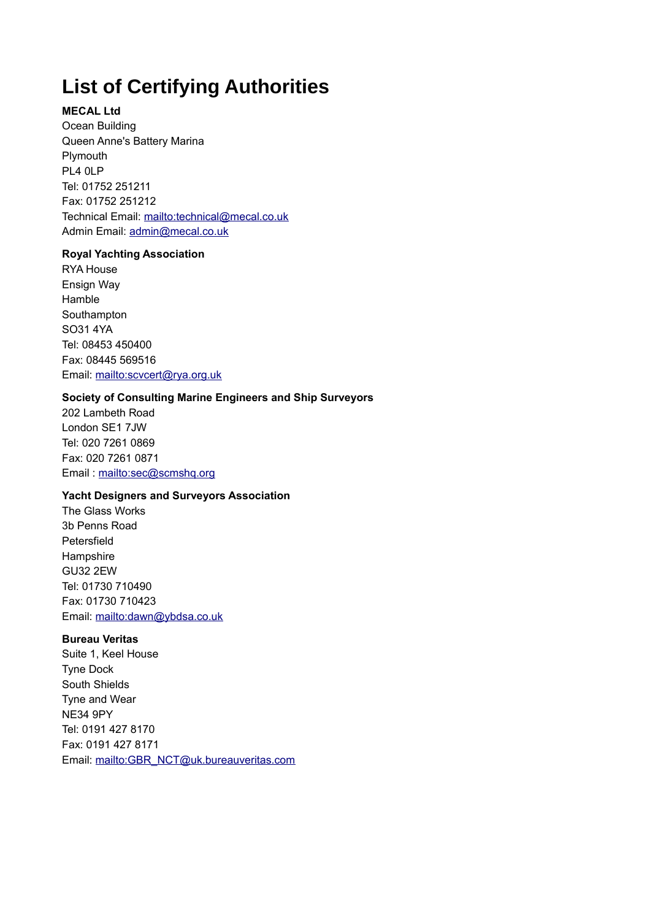# List of Certifying Authorities

**MECAL Ltd**
Ocean Building
Queen Anne's Battery Marina
Plymouth
PL4 0LP
Tel: 01752 251211
Fax: 01752 251212
Technical Email: mailto:technical@mecal.co.uk
Admin Email: admin@mecal.co.uk

**Royal Yachting Association**
RYA House
Ensign Way
Hamble
Southampton
SO31 4YA
Tel: 08453 450400
Fax: 08445 569516
Email: mailto:scvcert@rya.org.uk

**Society of Consulting Marine Engineers and Ship Surveyors**
202 Lambeth Road
London SE1 7JW
Tel: 020 7261 0869
Fax: 020 7261 0871
Email : mailto:sec@scmshq.org

**Yacht Designers and Surveyors Association**
The Glass Works
3b Penns Road
Petersfield
Hampshire
GU32 2EW
Tel: 01730 710490
Fax: 01730 710423
Email: mailto:dawn@ybdsa.co.uk

**Bureau Veritas**
Suite 1, Keel House
Tyne Dock
South Shields
Tyne and Wear
NE34 9PY
Tel: 0191 427 8170
Fax: 0191 427 8171
Email: mailto:GBR_NCT@uk.bureauveritas.com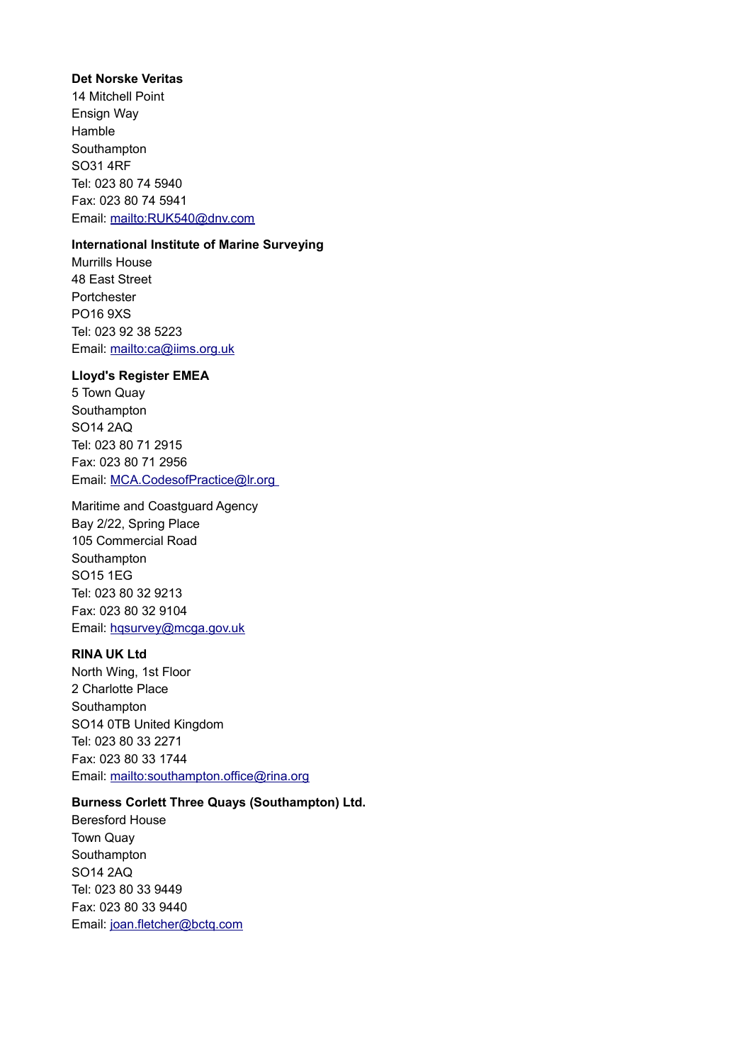**Det Norske Veritas**
14 Mitchell Point
Ensign Way
Hamble
Southampton
SO31 4RF
Tel: 023 80 74 5940
Fax: 023 80 74 5941
Email: mailto:RUK540@dnv.com

**International Institute of Marine Surveying**
Murrills House
48 East Street
Portchester
PO16 9XS
Tel: 023 92 38 5223
Email: mailto:ca@iims.org.uk

**Lloyd's Register EMEA**
5 Town Quay
Southampton
SO14 2AQ
Tel: 023 80 71 2915
Fax: 023 80 71 2956
Email: MCA.CodesofPractice@lr.org

Maritime and Coastguard Agency
Bay 2/22, Spring Place
105 Commercial Road
Southampton
SO15 1EG
Tel: 023 80 32 9213
Fax: 023 80 32 9104
Email: hqsurvey@mcga.gov.uk

**RINA UK Ltd**
North Wing, 1st Floor
2 Charlotte Place
Southampton
SO14 0TB United Kingdom
Tel: 023 80 33 2271
Fax: 023 80 33 1744
Email: mailto:southampton.office@rina.org

**Burness Corlett Three Quays (Southampton) Ltd.**
Beresford House
Town Quay
Southampton
SO14 2AQ
Tel: 023 80 33 9449
Fax: 023 80 33 9440
Email: joan.fletcher@bctq.com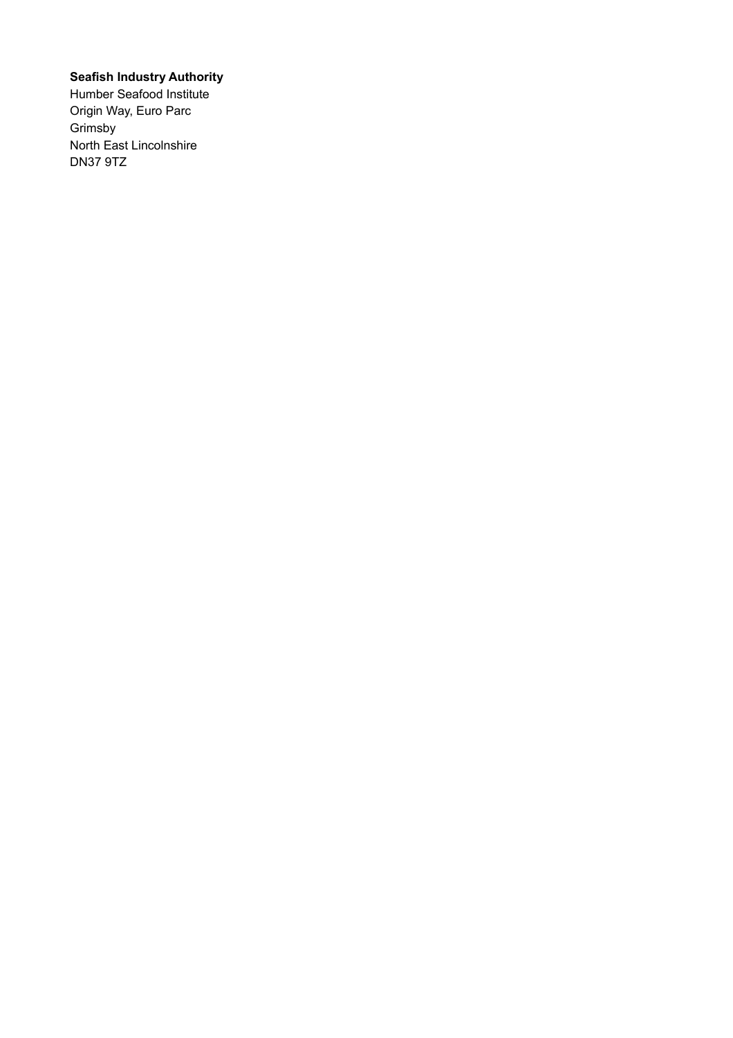**Seafish Industry Authority**
Humber Seafood Institute
Origin Way, Euro Parc
Grimsby
North East Lincolnshire
DN37 9TZ